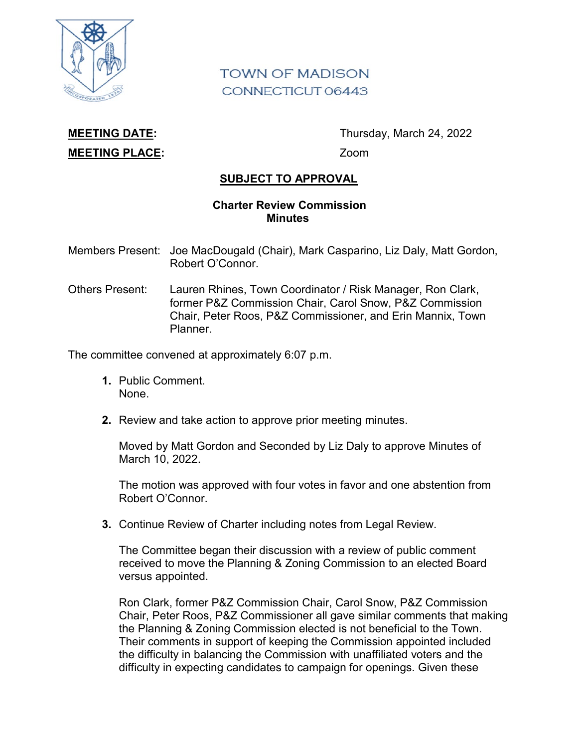TOWN OF MADISON
CONNECTICUT 06443

**MEETING DATE:** Thursday, March 24, 2022

**MEETING PLACE:** Zoom

**SUBJECT TO APPROVAL**

**Charter Review Commission**
**Minutes**

Members Present: Joe MacDougald (Chair), Mark Casparino, Liz Daly, Matt Gordon, Robert O'Connor.

Others Present: Lauren Rhines, Town Coordinator / Risk Manager, Ron Clark, former P&Z Commission Chair, Carol Snow, P&Z Commission Chair, Peter Roos, P&Z Commissioner, and Erin Mannix, Town Planner.

The committee convened at approximately 6:07 p.m.

1. Public Comment.
   None.

2. Review and take action to approve prior meeting minutes.

   Moved by Matt Gordon and Seconded by Liz Daly to approve Minutes of March 10, 2022.

   The motion was approved with four votes in favor and one abstention from Robert O'Connor.

3. Continue Review of Charter including notes from Legal Review.

   The Committee began their discussion with a review of public comment received to move the Planning & Zoning Commission to an elected Board versus appointed.

   Ron Clark, former P&Z Commission Chair, Carol Snow, P&Z Commission Chair, Peter Roos, P&Z Commissioner all gave similar comments that making the Planning & Zoning Commission elected is not beneficial to the Town. Their comments in support of keeping the Commission appointed included the difficulty in balancing the Commission with unaffiliated voters and the difficulty in expecting candidates to campaign for openings. Given these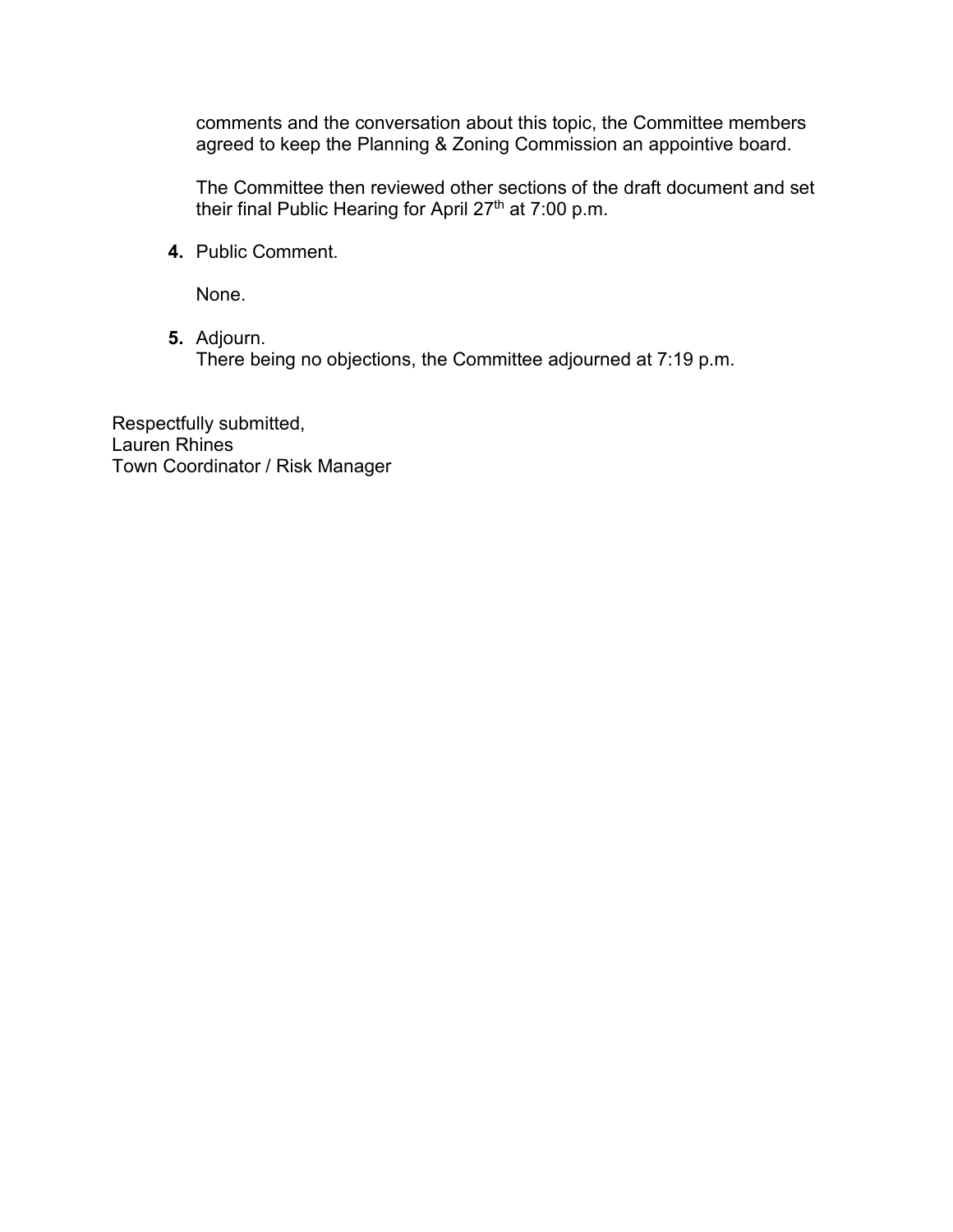comments and the conversation about this topic, the Committee members agreed to keep the Planning & Zoning Commission an appointive board.

The Committee then reviewed other sections of the draft document and set their final Public Hearing for April 27th at 7:00 p.m.

**4.** Public Comment.

None.

**5.** Adjourn.
There being no objections, the Committee adjourned at 7:19 p.m.

Respectfully submitted,
Lauren Rhines
Town Coordinator / Risk Manager